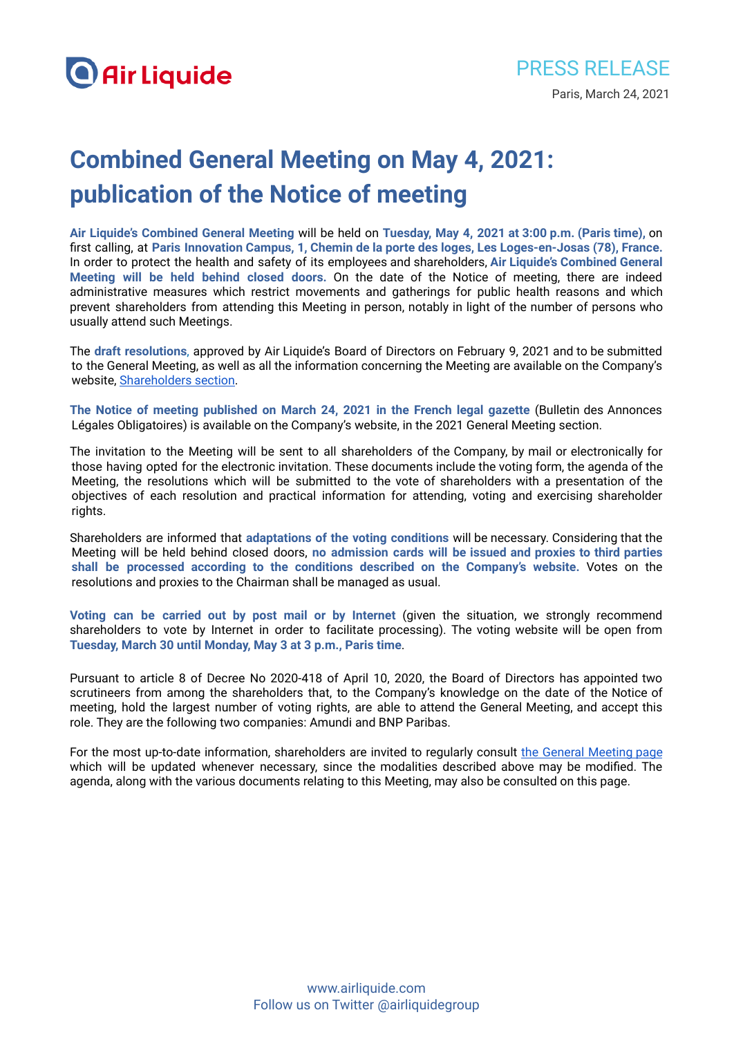PRESS RELEASE

Paris, March 24, 2021

# Combined General Meeting on May 4, 2021: publication of the Notice of meeting

**Air Liquide's Combined General Meeting** will be held on **Tuesday, May 4, 2021 at 3:00 p.m. (Paris time)**, on first calling, at **Paris Innovation Campus, 1, Chemin de la porte des loges, Les Loges-en-Josas (78), France.** In order to protect the health and safety of its employees and shareholders, **Air Liquide's Combined General Meeting will be held behind closed doors.** On the date of the Notice of meeting, there are indeed administrative measures which restrict movements and gatherings for public health reasons and which prevent shareholders from attending this Meeting in person, notably in light of the number of persons who usually attend such Meetings.

The **draft resolutions**, approved by Air Liquide's Board of Directors on February 9, 2021 and to be submitted to the General Meeting, as well as all the information concerning the Meeting are available on the Company's website, Shareholders section.

**The Notice of meeting published on March 24, 2021 in the French legal gazette** (Bulletin des Annonces Légales Obligatoires) is available on the Company's website, in the 2021 General Meeting section.

The invitation to the Meeting will be sent to all shareholders of the Company, by mail or electronically for those having opted for the electronic invitation. These documents include the voting form, the agenda of the Meeting, the resolutions which will be submitted to the vote of shareholders with a presentation of the objectives of each resolution and practical information for attending, voting and exercising shareholder rights.

Shareholders are informed that **adaptations of the voting conditions** will be necessary. Considering that the Meeting will be held behind closed doors, **no admission cards will be issued and proxies to third parties shall be processed according to the conditions described on the Company's website.** Votes on the resolutions and proxies to the Chairman shall be managed as usual.

**Voting can be carried out by post mail or by Internet** (given the situation, we strongly recommend shareholders to vote by Internet in order to facilitate processing). The voting website will be open from **Tuesday, March 30 until Monday, May 3 at 3 p.m., Paris time**.

Pursuant to article 8 of Decree No 2020-418 of April 10, 2020, the Board of Directors has appointed two scrutineers from among the shareholders that, to the Company's knowledge on the date of the Notice of meeting, hold the largest number of voting rights, are able to attend the General Meeting, and accept this role. They are the following two companies: Amundi and BNP Paribas.

For the most up-to-date information, shareholders are invited to regularly consult the General Meeting page which will be updated whenever necessary, since the modalities described above may be modified. The agenda, along with the various documents relating to this Meeting, may also be consulted on this page.

www.airliquide.com
Follow us on Twitter @airliquidegroup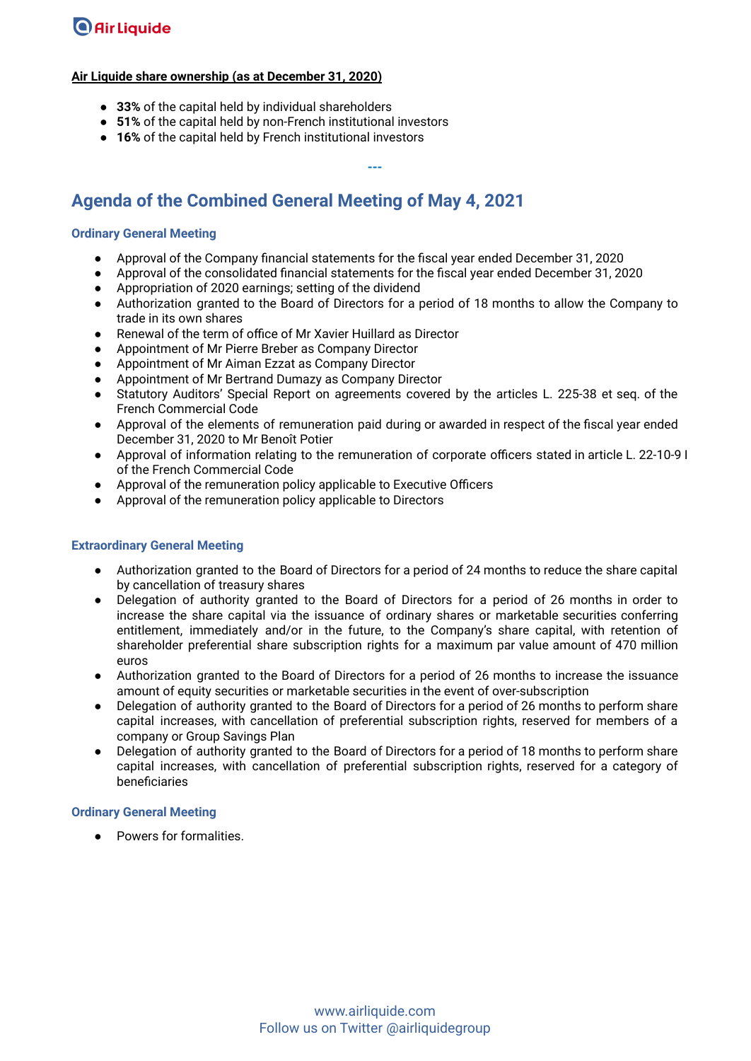**Air Liquide share ownership (as at December 31, 2020)**

- **33%** of the capital held by individual shareholders
- **51%** of the capital held by non-French institutional investors
- **16%** of the capital held by French institutional investors

---

## Agenda of the Combined General Meeting of May 4, 2021

### Ordinary General Meeting

- Approval of the Company financial statements for the fiscal year ended December 31, 2020
- Approval of the consolidated financial statements for the fiscal year ended December 31, 2020
- Appropriation of 2020 earnings; setting of the dividend
- Authorization granted to the Board of Directors for a period of 18 months to allow the Company to trade in its own shares
- Renewal of the term of office of Mr Xavier Huillard as Director
- Appointment of Mr Pierre Breber as Company Director
- Appointment of Mr Aiman Ezzat as Company Director
- Appointment of Mr Bertrand Dumazy as Company Director
- Statutory Auditors' Special Report on agreements covered by the articles L. 225-38 et seq. of the French Commercial Code
- Approval of the elements of remuneration paid during or awarded in respect of the fiscal year ended December 31, 2020 to Mr Benoît Potier
- Approval of information relating to the remuneration of corporate officers stated in article L. 22-10-9 I of the French Commercial Code
- Approval of the remuneration policy applicable to Executive Officers
- Approval of the remuneration policy applicable to Directors

### Extraordinary General Meeting

- Authorization granted to the Board of Directors for a period of 24 months to reduce the share capital by cancellation of treasury shares
- Delegation of authority granted to the Board of Directors for a period of 26 months in order to increase the share capital via the issuance of ordinary shares or marketable securities conferring entitlement, immediately and/or in the future, to the Company's share capital, with retention of shareholder preferential share subscription rights for a maximum par value amount of 470 million euros
- Authorization granted to the Board of Directors for a period of 26 months to increase the issuance amount of equity securities or marketable securities in the event of over-subscription
- Delegation of authority granted to the Board of Directors for a period of 26 months to perform share capital increases, with cancellation of preferential subscription rights, reserved for members of a company or Group Savings Plan
- Delegation of authority granted to the Board of Directors for a period of 18 months to perform share capital increases, with cancellation of preferential subscription rights, reserved for a category of beneficiaries

### Ordinary General Meeting

- Powers for formalities.

www.airliquide.com
Follow us on Twitter @airliquidegroup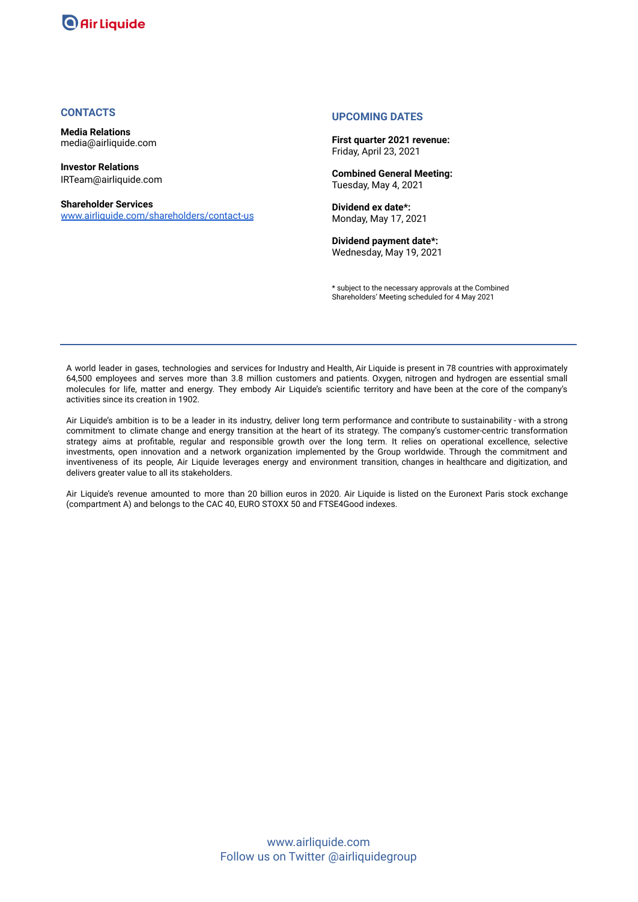## CONTACTS

**Media Relations**
media@airliquide.com

**Investor Relations**
IRTeam@airliquide.com

**Shareholder Services**
[www.airliquide.com/shareholders/contact-us](www.airliquide.com/shareholders/contact-us)

## UPCOMING DATES

**First quarter 2021 revenue:**
Friday, April 23, 2021

**Combined General Meeting:**
Tuesday, May 4, 2021

**Dividend ex date*:**
Monday, May 17, 2021

**Dividend payment date*:**
Wednesday, May 19, 2021

* subject to the necessary approvals at the Combined Shareholders' Meeting scheduled for 4 May 2021

---

A world leader in gases, technologies and services for Industry and Health, Air Liquide is present in 78 countries with approximately 64,500 employees and serves more than 3.8 million customers and patients. Oxygen, nitrogen and hydrogen are essential small molecules for life, matter and energy. They embody Air Liquide's scientific territory and have been at the core of the company's activities since its creation in 1902.

Air Liquide's ambition is to be a leader in its industry, deliver long term performance and contribute to sustainability - with a strong commitment to climate change and energy transition at the heart of its strategy. The company's customer-centric transformation strategy aims at profitable, regular and responsible growth over the long term. It relies on operational excellence, selective investments, open innovation and a network organization implemented by the Group worldwide. Through the commitment and inventiveness of its people, Air Liquide leverages energy and environment transition, changes in healthcare and digitization, and delivers greater value to all its stakeholders.

Air Liquide's revenue amounted to more than 20 billion euros in 2020. Air Liquide is listed on the Euronext Paris stock exchange (compartment A) and belongs to the CAC 40, EURO STOXX 50 and FTSE4Good indexes.

www.airliquide.com
Follow us on Twitter @airliquidegroup